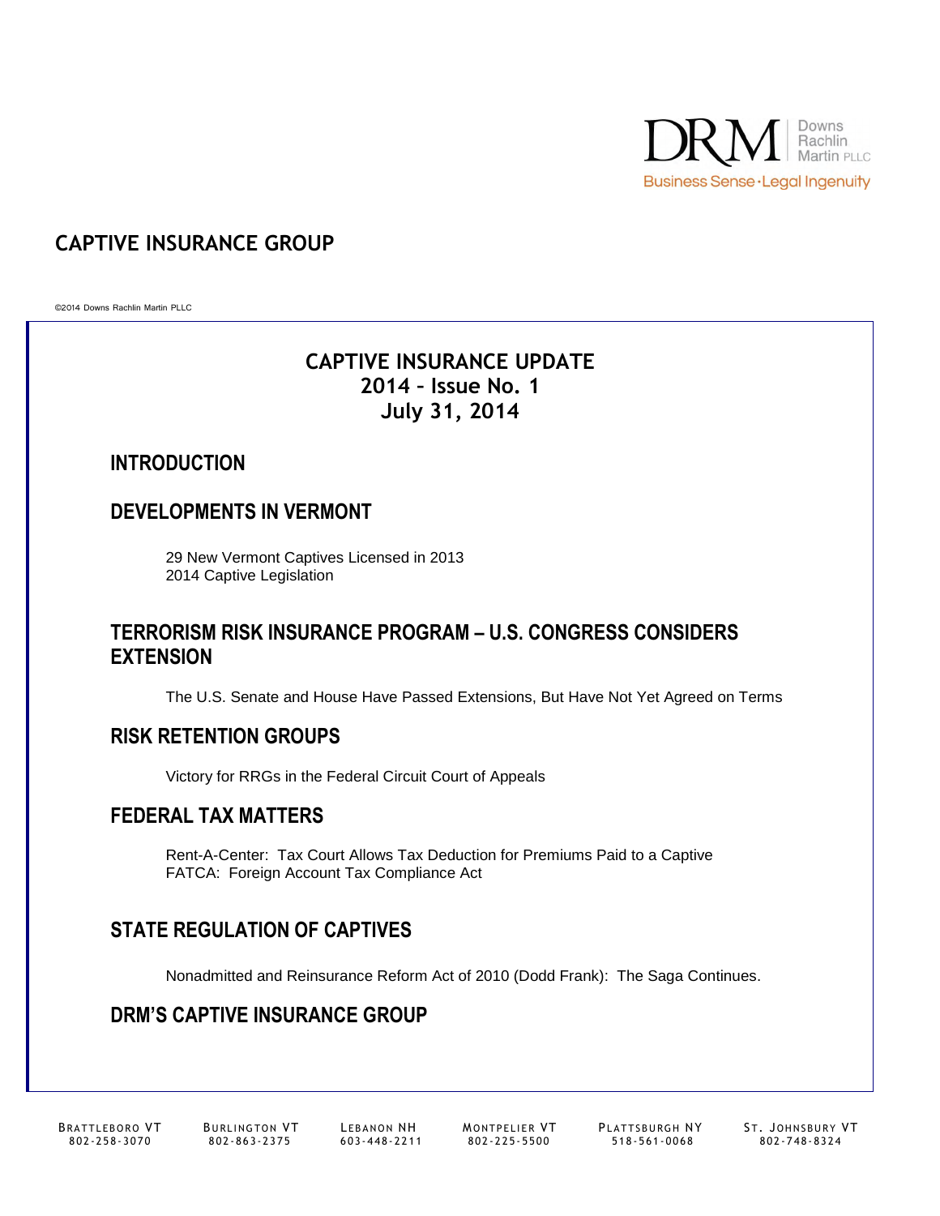Downs Rachlin Martin PLLC

Business Sense · Legal Ingenuity

# CAPTIVE INSURANCE GROUP

©2014 Downs Rachlin Martin PLLC

## CAPTIVE INSURANCE UPDATE
## 2014 – Issue No. 1
## July 31, 2014

### INTRODUCTION

### DEVELOPMENTS IN VERMONT

29 New Vermont Captives Licensed in 2013
2014 Captive Legislation

### TERRORISM RISK INSURANCE PROGRAM – U.S. CONGRESS CONSIDERS EXTENSION

The U.S. Senate and House Have Passed Extensions, But Have Not Yet Agreed on Terms

### RISK RETENTION GROUPS

Victory for RRGs in the Federal Circuit Court of Appeals

### FEDERAL TAX MATTERS

Rent-A-Center: Tax Court Allows Tax Deduction for Premiums Paid to a Captive
FATCA: Foreign Account Tax Compliance Act

### STATE REGULATION OF CAPTIVES

Nonadmitted and Reinsurance Reform Act of 2010 (Dodd Frank): The Saga Continues.

### DRM'S CAPTIVE INSURANCE GROUP

BRATTLEBORO VT 802-258-3070 | BURLINGTON VT 802-863-2375 | LEBANON NH 603-448-2211 | MONTPELIER VT 802-225-5500 | PLATTSBURGH NY 518-561-0068 | ST. JOHNSBURY VT 802-748-8324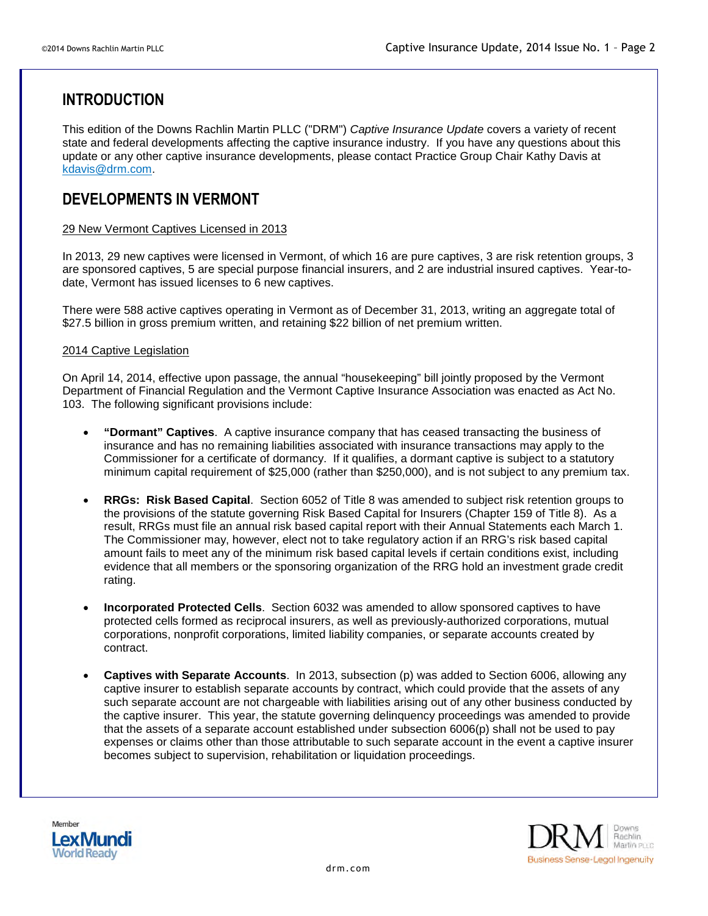## INTRODUCTION

This edition of the Downs Rachlin Martin PLLC ("DRM") *Captive Insurance Update* covers a variety of recent state and federal developments affecting the captive insurance industry. If you have any questions about this update or any other captive insurance developments, please contact Practice Group Chair Kathy Davis at kdavis@drm.com.

## DEVELOPMENTS IN VERMONT

29 New Vermont Captives Licensed in 2013

In 2013, 29 new captives were licensed in Vermont, of which 16 are pure captives, 3 are risk retention groups, 3 are sponsored captives, 5 are special purpose financial insurers, and 2 are industrial insured captives. Year-to-date, Vermont has issued licenses to 6 new captives.

There were 588 active captives operating in Vermont as of December 31, 2013, writing an aggregate total of $27.5 billion in gross premium written, and retaining $22 billion of net premium written.

2014 Captive Legislation

On April 14, 2014, effective upon passage, the annual "housekeeping" bill jointly proposed by the Vermont Department of Financial Regulation and the Vermont Captive Insurance Association was enacted as Act No. 103. The following significant provisions include:

- **"Dormant" Captives**. A captive insurance company that has ceased transacting the business of insurance and has no remaining liabilities associated with insurance transactions may apply to the Commissioner for a certificate of dormancy. If it qualifies, a dormant captive is subject to a statutory minimum capital requirement of $25,000 (rather than $250,000), and is not subject to any premium tax.

- **RRGs: Risk Based Capital**. Section 6052 of Title 8 was amended to subject risk retention groups to the provisions of the statute governing Risk Based Capital for Insurers (Chapter 159 of Title 8). As a result, RRGs must file an annual risk based capital report with their Annual Statements each March 1. The Commissioner may, however, elect not to take regulatory action if an RRG's risk based capital amount fails to meet any of the minimum risk based capital levels if certain conditions exist, including evidence that all members or the sponsoring organization of the RRG hold an investment grade credit rating.

- **Incorporated Protected Cells**. Section 6032 was amended to allow sponsored captives to have protected cells formed as reciprocal insurers, as well as previously-authorized corporations, mutual corporations, nonprofit corporations, limited liability companies, or separate accounts created by contract.

- **Captives with Separate Accounts**. In 2013, subsection (p) was added to Section 6006, allowing any captive insurer to establish separate accounts by contract, which could provide that the assets of any such separate account are not chargeable with liabilities arising out of any other business conducted by the captive insurer. This year, the statute governing delinquency proceedings was amended to provide that the assets of a separate account established under subsection 6006(p) shall not be used to pay expenses or claims other than those attributable to such separate account in the event a captive insurer becomes subject to supervision, rehabilitation or liquidation proceedings.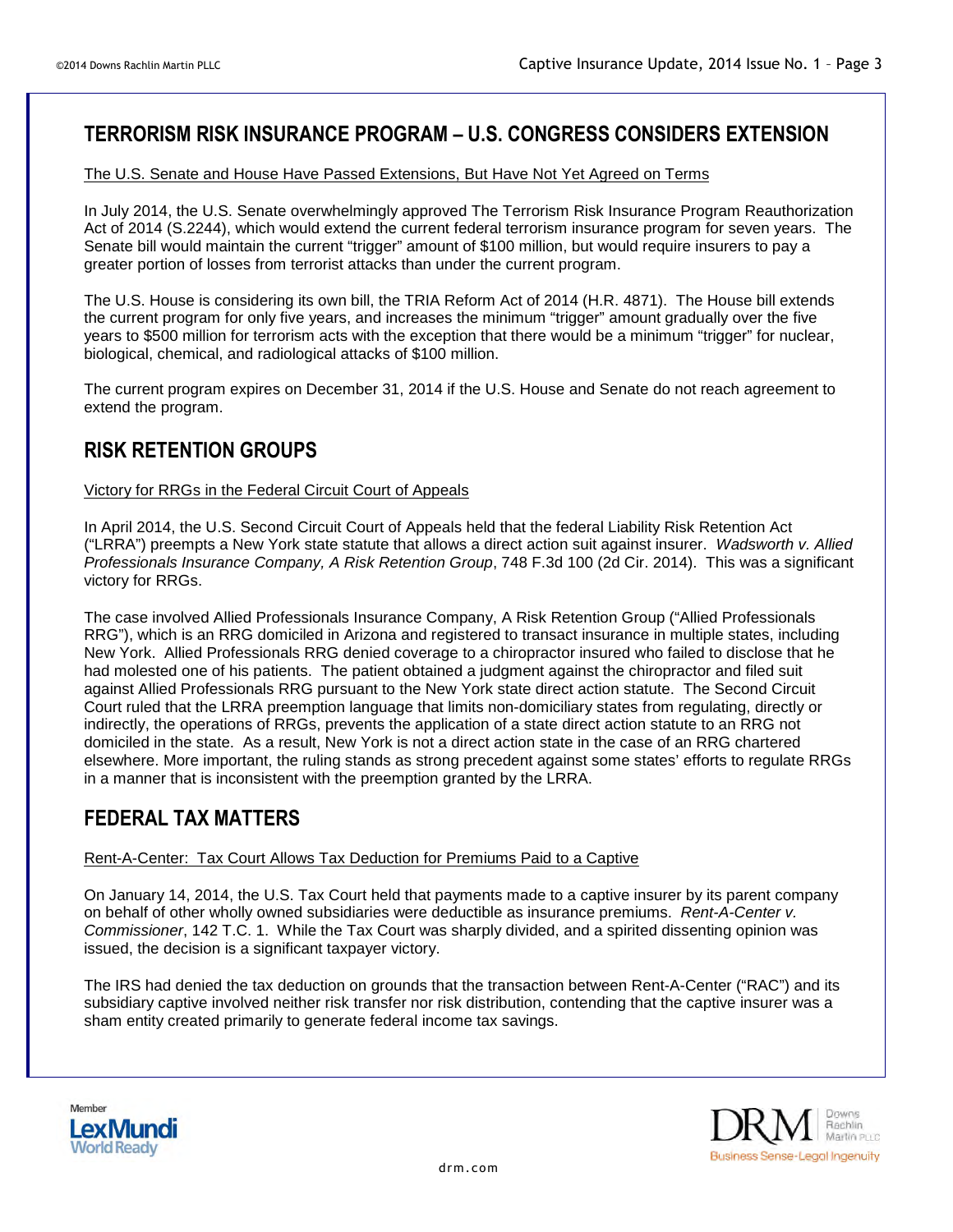## TERRORISM RISK INSURANCE PROGRAM – U.S. CONGRESS CONSIDERS EXTENSION

The U.S. Senate and House Have Passed Extensions, But Have Not Yet Agreed on Terms

In July 2014, the U.S. Senate overwhelmingly approved The Terrorism Risk Insurance Program Reauthorization Act of 2014 (S.2244), which would extend the current federal terrorism insurance program for seven years. The Senate bill would maintain the current "trigger" amount of $100 million, but would require insurers to pay a greater portion of losses from terrorist attacks than under the current program.

The U.S. House is considering its own bill, the TRIA Reform Act of 2014 (H.R. 4871). The House bill extends the current program for only five years, and increases the minimum "trigger" amount gradually over the five years to $500 million for terrorism acts with the exception that there would be a minimum "trigger" for nuclear, biological, chemical, and radiological attacks of $100 million.

The current program expires on December 31, 2014 if the U.S. House and Senate do not reach agreement to extend the program.

## RISK RETENTION GROUPS

Victory for RRGs in the Federal Circuit Court of Appeals

In April 2014, the U.S. Second Circuit Court of Appeals held that the federal Liability Risk Retention Act ("LRRA") preempts a New York state statute that allows a direct action suit against insurer. *Wadsworth v. Allied Professionals Insurance Company, A Risk Retention Group*, 748 F.3d 100 (2d Cir. 2014). This was a significant victory for RRGs.

The case involved Allied Professionals Insurance Company, A Risk Retention Group ("Allied Professionals RRG"), which is an RRG domiciled in Arizona and registered to transact insurance in multiple states, including New York. Allied Professionals RRG denied coverage to a chiropractor insured who failed to disclose that he had molested one of his patients. The patient obtained a judgment against the chiropractor and filed suit against Allied Professionals RRG pursuant to the New York state direct action statute. The Second Circuit Court ruled that the LRRA preemption language that limits non-domiciliary states from regulating, directly or indirectly, the operations of RRGs, prevents the application of a state direct action statute to an RRG not domiciled in the state. As a result, New York is not a direct action state in the case of an RRG chartered elsewhere. More important, the ruling stands as strong precedent against some states' efforts to regulate RRGs in a manner that is inconsistent with the preemption granted by the LRRA.

## FEDERAL TAX MATTERS

Rent-A-Center: Tax Court Allows Tax Deduction for Premiums Paid to a Captive

On January 14, 2014, the U.S. Tax Court held that payments made to a captive insurer by its parent company on behalf of other wholly owned subsidiaries were deductible as insurance premiums. *Rent-A-Center v. Commissioner*, 142 T.C. 1. While the Tax Court was sharply divided, and a spirited dissenting opinion was issued, the decision is a significant taxpayer victory.

The IRS had denied the tax deduction on grounds that the transaction between Rent-A-Center ("RAC") and its subsidiary captive involved neither risk transfer nor risk distribution, contending that the captive insurer was a sham entity created primarily to generate federal income tax savings.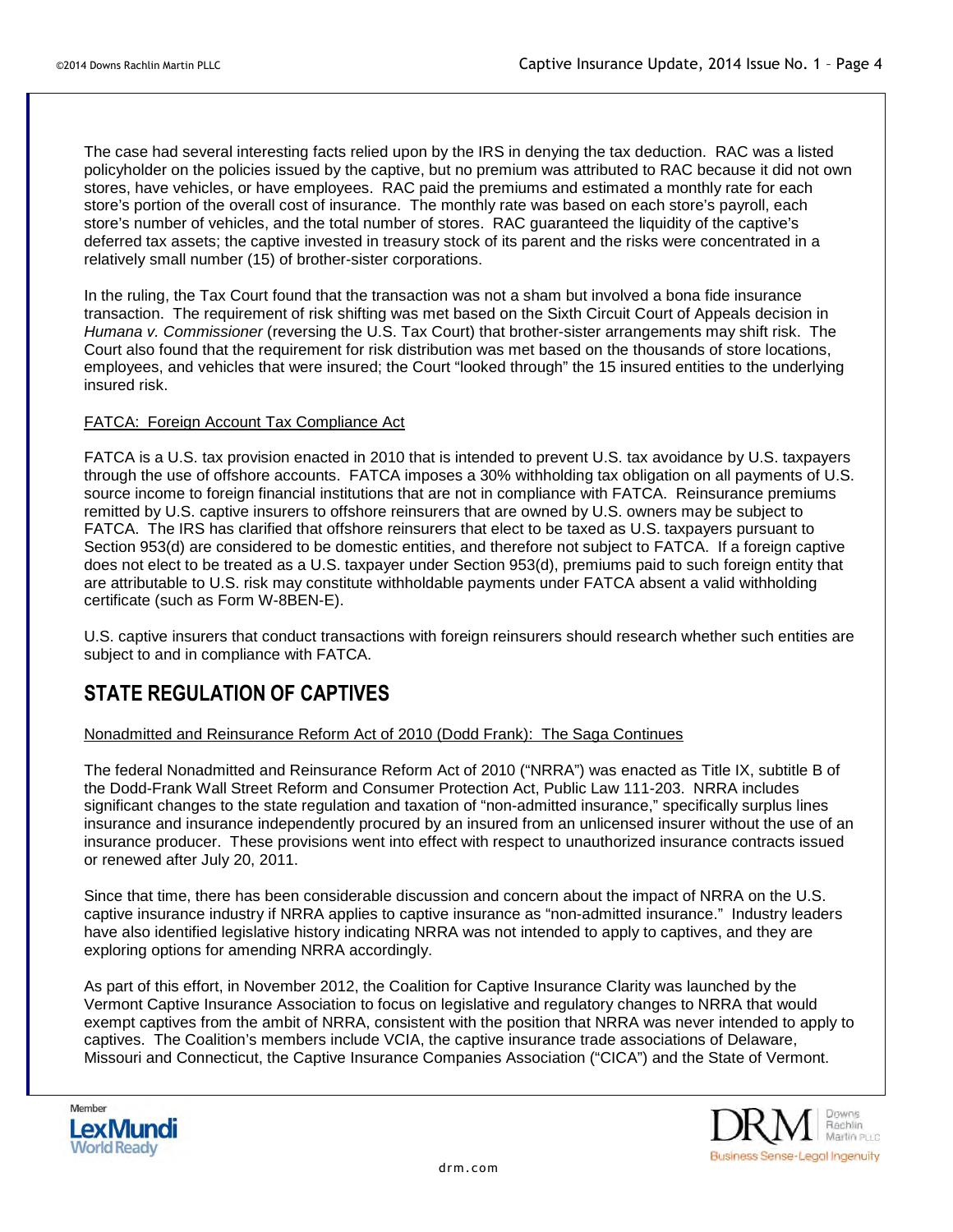The case had several interesting facts relied upon by the IRS in denying the tax deduction. RAC was a listed policyholder on the policies issued by the captive, but no premium was attributed to RAC because it did not own stores, have vehicles, or have employees. RAC paid the premiums and estimated a monthly rate for each store's portion of the overall cost of insurance. The monthly rate was based on each store's payroll, each store's number of vehicles, and the total number of stores. RAC guaranteed the liquidity of the captive's deferred tax assets; the captive invested in treasury stock of its parent and the risks were concentrated in a relatively small number (15) of brother-sister corporations.

In the ruling, the Tax Court found that the transaction was not a sham but involved a bona fide insurance transaction. The requirement of risk shifting was met based on the Sixth Circuit Court of Appeals decision in *Humana v. Commissioner* (reversing the U.S. Tax Court) that brother-sister arrangements may shift risk. The Court also found that the requirement for risk distribution was met based on the thousands of store locations, employees, and vehicles that were insured; the Court "looked through" the 15 insured entities to the underlying insured risk.

FATCA: Foreign Account Tax Compliance Act

FATCA is a U.S. tax provision enacted in 2010 that is intended to prevent U.S. tax avoidance by U.S. taxpayers through the use of offshore accounts. FATCA imposes a 30% withholding tax obligation on all payments of U.S. source income to foreign financial institutions that are not in compliance with FATCA. Reinsurance premiums remitted by U.S. captive insurers to offshore reinsurers that are owned by U.S. owners may be subject to FATCA. The IRS has clarified that offshore reinsurers that elect to be taxed as U.S. taxpayers pursuant to Section 953(d) are considered to be domestic entities, and therefore not subject to FATCA. If a foreign captive does not elect to be treated as a U.S. taxpayer under Section 953(d), premiums paid to such foreign entity that are attributable to U.S. risk may constitute withholdable payments under FATCA absent a valid withholding certificate (such as Form W-8BEN-E).

U.S. captive insurers that conduct transactions with foreign reinsurers should research whether such entities are subject to and in compliance with FATCA.

## STATE REGULATION OF CAPTIVES

Nonadmitted and Reinsurance Reform Act of 2010 (Dodd Frank): The Saga Continues

The federal Nonadmitted and Reinsurance Reform Act of 2010 ("NRRA") was enacted as Title IX, subtitle B of the Dodd-Frank Wall Street Reform and Consumer Protection Act, Public Law 111-203. NRRA includes significant changes to the state regulation and taxation of "non-admitted insurance," specifically surplus lines insurance and insurance independently procured by an insured from an unlicensed insurer without the use of an insurance producer. These provisions went into effect with respect to unauthorized insurance contracts issued or renewed after July 20, 2011.

Since that time, there has been considerable discussion and concern about the impact of NRRA on the U.S. captive insurance industry if NRRA applies to captive insurance as "non-admitted insurance." Industry leaders have also identified legislative history indicating NRRA was not intended to apply to captives, and they are exploring options for amending NRRA accordingly.

As part of this effort, in November 2012, the Coalition for Captive Insurance Clarity was launched by the Vermont Captive Insurance Association to focus on legislative and regulatory changes to NRRA that would exempt captives from the ambit of NRRA, consistent with the position that NRRA was never intended to apply to captives. The Coalition's members include VCIA, the captive insurance trade associations of Delaware, Missouri and Connecticut, the Captive Insurance Companies Association ("CICA") and the State of Vermont.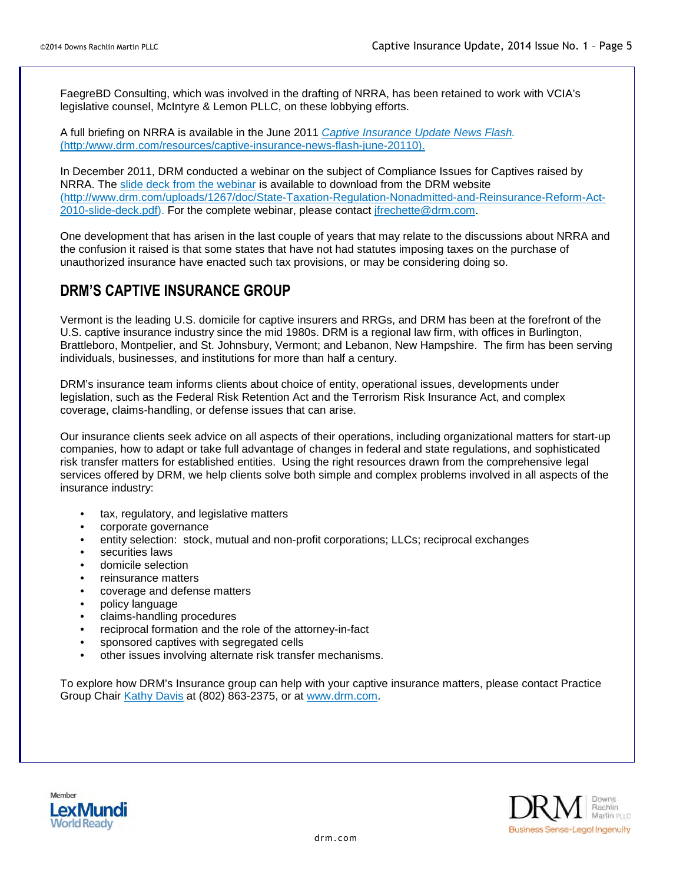FaegreBD Consulting, which was involved in the drafting of NRRA, has been retained to work with VCIA's legislative counsel, McIntyre & Lemon PLLC, on these lobbying efforts.

A full briefing on NRRA is available in the June 2011 *Captive Insurance Update News Flash.* (http:/www.drm.com/resources/captive-insurance-news-flash-june-20110).

In December 2011, DRM conducted a webinar on the subject of Compliance Issues for Captives raised by NRRA. The slide deck from the webinar is available to download from the DRM website (http://www.drm.com/uploads/1267/doc/State-Taxation-Regulation-Nonadmitted-and-Reinsurance-Reform-Act-2010-slide-deck.pdf). For the complete webinar, please contact jfrechette@drm.com.

One development that has arisen in the last couple of years that may relate to the discussions about NRRA and the confusion it raised is that some states that have not had statutes imposing taxes on the purchase of unauthorized insurance have enacted such tax provisions, or may be considering doing so.

## DRM'S CAPTIVE INSURANCE GROUP

Vermont is the leading U.S. domicile for captive insurers and RRGs, and DRM has been at the forefront of the U.S. captive insurance industry since the mid 1980s. DRM is a regional law firm, with offices in Burlington, Brattleboro, Montpelier, and St. Johnsbury, Vermont; and Lebanon, New Hampshire. The firm has been serving individuals, businesses, and institutions for more than half a century.

DRM's insurance team informs clients about choice of entity, operational issues, developments under legislation, such as the Federal Risk Retention Act and the Terrorism Risk Insurance Act, and complex coverage, claims-handling, or defense issues that can arise.

Our insurance clients seek advice on all aspects of their operations, including organizational matters for start-up companies, how to adapt or take full advantage of changes in federal and state regulations, and sophisticated risk transfer matters for established entities. Using the right resources drawn from the comprehensive legal services offered by DRM, we help clients solve both simple and complex problems involved in all aspects of the insurance industry:

- tax, regulatory, and legislative matters
- corporate governance
- entity selection: stock, mutual and non-profit corporations; LLCs; reciprocal exchanges
- securities laws
- domicile selection
- reinsurance matters
- coverage and defense matters
- policy language
- claims-handling procedures
- reciprocal formation and the role of the attorney-in-fact
- sponsored captives with segregated cells
- other issues involving alternate risk transfer mechanisms.

To explore how DRM's Insurance group can help with your captive insurance matters, please contact Practice Group Chair Kathy Davis at (802) 863-2375, or at www.drm.com.

Member LexMundi World Ready

DRM Downs Rachlin Martin PLLC Business Sense-Legal Ingenuity

drm.com